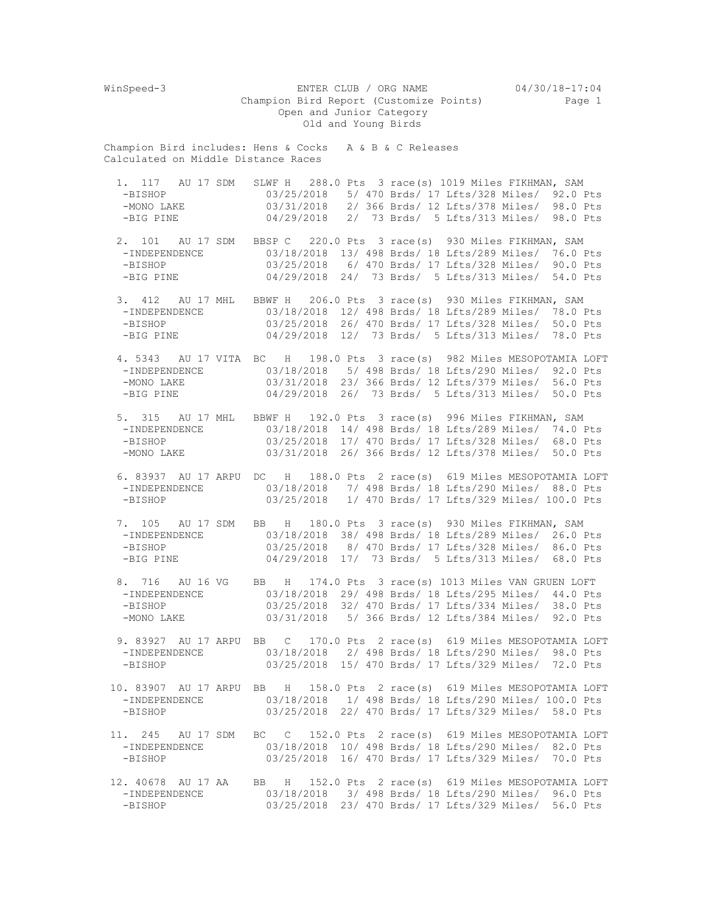WinSpeed-3 ENTER CLUB / ORG NAME 04/30/18-17:04

Champion Bird Report (Customize Points)

Open and Junior Category

Old and Young Birds

Champion Bird includes: Hens & Cocks A & B & C Releases
Calculated on Middle Distance Races

```
 1. 117   AU 17 SDM   SLWF H  288.0 Pts  3 race(s) 1019 Miles FIKHMAN, SAM
  -BISHOP              03/25/2018   5/ 470 Brds/ 17 Lfts/328 Miles/  92.0 Pts
  -MONO LAKE           03/31/2018   2/ 366 Brds/ 12 Lfts/378 Miles/  98.0 Pts
  -BIG PINE            04/29/2018   2/  73 Brds/  5 Lfts/313 Miles/  98.0 Pts

 2. 101   AU 17 SDM   BBSP C  220.0 Pts  3 race(s)  930 Miles FIKHMAN, SAM
  -INDEPENDENCE        03/18/2018  13/ 498 Brds/ 18 Lfts/289 Miles/  76.0 Pts
  -BISHOP              03/25/2018   6/ 470 Brds/ 17 Lfts/328 Miles/  90.0 Pts
  -BIG PINE            04/29/2018  24/  73 Brds/  5 Lfts/313 Miles/  54.0 Pts

 3. 412   AU 17 MHL   BBWF H  206.0 Pts  3 race(s)  930 Miles FIKHMAN, SAM
  -INDEPENDENCE        03/18/2018  12/ 498 Brds/ 18 Lfts/289 Miles/  78.0 Pts
  -BISHOP              03/25/2018  26/ 470 Brds/ 17 Lfts/328 Miles/  50.0 Pts
  -BIG PINE            04/29/2018  12/  73 Brds/  5 Lfts/313 Miles/  78.0 Pts

 4. 5343  AU 17 VITA  BC   H  198.0 Pts  3 race(s)  982 Miles MESOPOTAMIA LOFT
  -INDEPENDENCE        03/18/2018   5/ 498 Brds/ 18 Lfts/290 Miles/  92.0 Pts
  -MONO LAKE           03/31/2018  23/ 366 Brds/ 12 Lfts/379 Miles/  56.0 Pts
  -BIG PINE            04/29/2018  26/  73 Brds/  5 Lfts/313 Miles/  50.0 Pts

 5. 315   AU 17 MHL   BBWF H  192.0 Pts  3 race(s)  996 Miles FIKHMAN, SAM
  -INDEPENDENCE        03/18/2018  14/ 498 Brds/ 18 Lfts/289 Miles/  74.0 Pts
  -BISHOP              03/25/2018  17/ 470 Brds/ 17 Lfts/328 Miles/  68.0 Pts
  -MONO LAKE           03/31/2018  26/ 366 Brds/ 12 Lfts/378 Miles/  50.0 Pts

 6. 83937 AU 17 ARPU  DC   H  188.0 Pts  2 race(s)  619 Miles MESOPOTAMIA LOFT
  -INDEPENDENCE        03/18/2018   7/ 498 Brds/ 18 Lfts/290 Miles/  88.0 Pts
  -BISHOP              03/25/2018   1/ 470 Brds/ 17 Lfts/329 Miles/ 100.0 Pts

 7. 105   AU 17 SDM   BB   H  180.0 Pts  3 race(s)  930 Miles FIKHMAN, SAM
  -INDEPENDENCE        03/18/2018  38/ 498 Brds/ 18 Lfts/289 Miles/  26.0 Pts
  -BISHOP              03/25/2018   8/ 470 Brds/ 17 Lfts/328 Miles/  86.0 Pts
  -BIG PINE            04/29/2018  17/  73 Brds/  5 Lfts/313 Miles/  68.0 Pts

 8. 716   AU 16 VG    BB   H  174.0 Pts  3 race(s) 1013 Miles VAN GRUEN LOFT
  -INDEPENDENCE        03/18/2018  29/ 498 Brds/ 18 Lfts/295 Miles/  44.0 Pts
  -BISHOP              03/25/2018  32/ 470 Brds/ 17 Lfts/334 Miles/  38.0 Pts
  -MONO LAKE           03/31/2018   5/ 366 Brds/ 12 Lfts/384 Miles/  92.0 Pts

 9. 83927 AU 17 ARPU  BB   C  170.0 Pts  2 race(s)  619 Miles MESOPOTAMIA LOFT
  -INDEPENDENCE        03/18/2018   2/ 498 Brds/ 18 Lfts/290 Miles/  98.0 Pts
  -BISHOP              03/25/2018  15/ 470 Brds/ 17 Lfts/329 Miles/  72.0 Pts

10. 83907 AU 17 ARPU  BB   H  158.0 Pts  2 race(s)  619 Miles MESOPOTAMIA LOFT
  -INDEPENDENCE        03/18/2018   1/ 498 Brds/ 18 Lfts/290 Miles/ 100.0 Pts
  -BISHOP              03/25/2018  22/ 470 Brds/ 17 Lfts/329 Miles/  58.0 Pts

11. 245   AU 17 SDM   BC   C  152.0 Pts  2 race(s)  619 Miles MESOPOTAMIA LOFT
  -INDEPENDENCE        03/18/2018  10/ 498 Brds/ 18 Lfts/290 Miles/  82.0 Pts
  -BISHOP              03/25/2018  16/ 470 Brds/ 17 Lfts/329 Miles/  70.0 Pts

12. 40678 AU 17 AA    BB   H  152.0 Pts  2 race(s)  619 Miles MESOPOTAMIA LOFT
  -INDEPENDENCE        03/18/2018   3/ 498 Brds/ 18 Lfts/290 Miles/  96.0 Pts
  -BISHOP              03/25/2018  23/ 470 Brds/ 17 Lfts/329 Miles/  56.0 Pts
```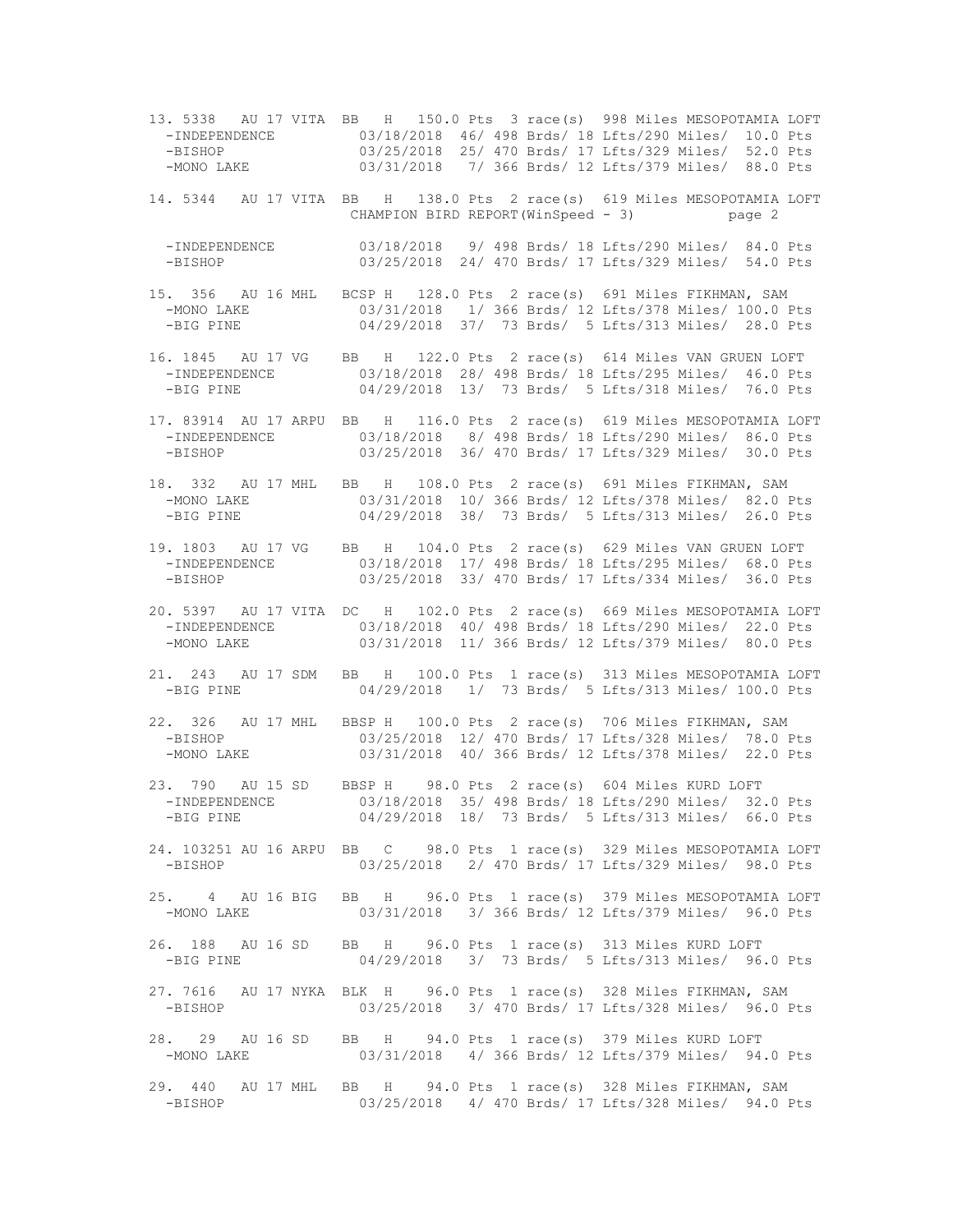```
13. 5338   AU 17 VITA  BB   H   150.0 Pts  3 race(s)  998 Miles MESOPOTAMIA LOFT
  -INDEPENDENCE         03/18/2018  46/ 498 Brds/ 18 Lfts/290 Miles/  10.0 Pts
  -BISHOP               03/25/2018  25/ 470 Brds/ 17 Lfts/329 Miles/  52.0 Pts
  -MONO LAKE            03/31/2018   7/ 366 Brds/ 12 Lfts/379 Miles/  88.0 Pts

14. 5344   AU 17 VITA  BB   H   138.0 Pts  2 race(s)  619 Miles MESOPOTAMIA LOFT
  -INDEPENDENCE         03/18/2018   9/ 498 Brds/ 18 Lfts/290 Miles/  84.0 Pts
  -BISHOP               03/25/2018  24/ 470 Brds/ 17 Lfts/329 Miles/  54.0 Pts

15. 356   AU 16 MHL   BCSP H   128.0 Pts  2 race(s)  691 Miles FIKHMAN, SAM
  -MONO LAKE            03/31/2018   1/ 366 Brds/ 12 Lfts/378 Miles/ 100.0 Pts
  -BIG PINE             04/29/2018  37/  73 Brds/  5 Lfts/313 Miles/  28.0 Pts

16. 1845   AU 17 VG    BB   H   122.0 Pts  2 race(s)  614 Miles VAN GRUEN LOFT
  -INDEPENDENCE         03/18/2018  28/ 498 Brds/ 18 Lfts/295 Miles/  46.0 Pts
  -BIG PINE             04/29/2018  13/  73 Brds/  5 Lfts/318 Miles/  76.0 Pts

17. 83914  AU 17 ARPU  BB   H   116.0 Pts  2 race(s)  619 Miles MESOPOTAMIA LOFT
  -INDEPENDENCE         03/18/2018   8/ 498 Brds/ 18 Lfts/290 Miles/  86.0 Pts
  -BISHOP               03/25/2018  36/ 470 Brds/ 17 Lfts/329 Miles/  30.0 Pts

18. 332   AU 17 MHL   BB   H   108.0 Pts  2 race(s)  691 Miles FIKHMAN, SAM
  -MONO LAKE            03/31/2018  10/ 366 Brds/ 12 Lfts/378 Miles/  82.0 Pts
  -BIG PINE             04/29/2018  38/  73 Brds/  5 Lfts/313 Miles/  26.0 Pts

19. 1803   AU 17 VG    BB   H   104.0 Pts  2 race(s)  629 Miles VAN GRUEN LOFT
  -INDEPENDENCE         03/18/2018  17/ 498 Brds/ 18 Lfts/295 Miles/  68.0 Pts
  -BISHOP               03/25/2018  33/ 470 Brds/ 17 Lfts/334 Miles/  36.0 Pts

20. 5397   AU 17 VITA  DC   H   102.0 Pts  2 race(s)  669 Miles MESOPOTAMIA LOFT
  -INDEPENDENCE         03/18/2018  40/ 498 Brds/ 18 Lfts/290 Miles/  22.0 Pts
  -MONO LAKE            03/31/2018  11/ 366 Brds/ 12 Lfts/379 Miles/  80.0 Pts

21. 243   AU 17 SDM   BB   H   100.0 Pts  1 race(s)  313 Miles MESOPOTAMIA LOFT
  -BIG PINE             04/29/2018   1/  73 Brds/  5 Lfts/313 Miles/ 100.0 Pts

22. 326   AU 17 MHL   BBSP H   100.0 Pts  2 race(s)  706 Miles FIKHMAN, SAM
  -BISHOP               03/25/2018  12/ 470 Brds/ 17 Lfts/328 Miles/  78.0 Pts
  -MONO LAKE            03/31/2018  40/ 366 Brds/ 12 Lfts/378 Miles/  22.0 Pts

23. 790   AU 15 SD    BBSP H    98.0 Pts  2 race(s)  604 Miles KURD LOFT
  -INDEPENDENCE         03/18/2018  35/ 498 Brds/ 18 Lfts/290 Miles/  32.0 Pts
  -BIG PINE             04/29/2018  18/  73 Brds/  5 Lfts/313 Miles/  66.0 Pts

24. 103251 AU 16 ARPU  BB   C    98.0 Pts  1 race(s)  329 Miles MESOPOTAMIA LOFT
  -BISHOP               03/25/2018   2/ 470 Brds/ 17 Lfts/329 Miles/  98.0 Pts

25.    4  AU 16 BIG   BB   H    96.0 Pts  1 race(s)  379 Miles MESOPOTAMIA LOFT
  -MONO LAKE            03/31/2018   3/ 366 Brds/ 12 Lfts/379 Miles/  96.0 Pts

26. 188   AU 16 SD    BB   H    96.0 Pts  1 race(s)  313 Miles KURD LOFT
  -BIG PINE             04/29/2018   3/  73 Brds/  5 Lfts/313 Miles/  96.0 Pts

27. 7616   AU 17 NYKA  BLK  H    96.0 Pts  1 race(s)  328 Miles FIKHMAN, SAM
  -BISHOP               03/25/2018   3/ 470 Brds/ 17 Lfts/328 Miles/  96.0 Pts

28.   29   AU 16 SD    BB   H    94.0 Pts  1 race(s)  379 Miles KURD LOFT
  -MONO LAKE            03/31/2018   4/ 366 Brds/ 12 Lfts/379 Miles/  94.0 Pts

29. 440   AU 17 MHL   BB   H    94.0 Pts  1 race(s)  328 Miles FIKHMAN, SAM
  -BISHOP               03/25/2018   4/ 470 Brds/ 17 Lfts/328 Miles/  94.0 Pts
```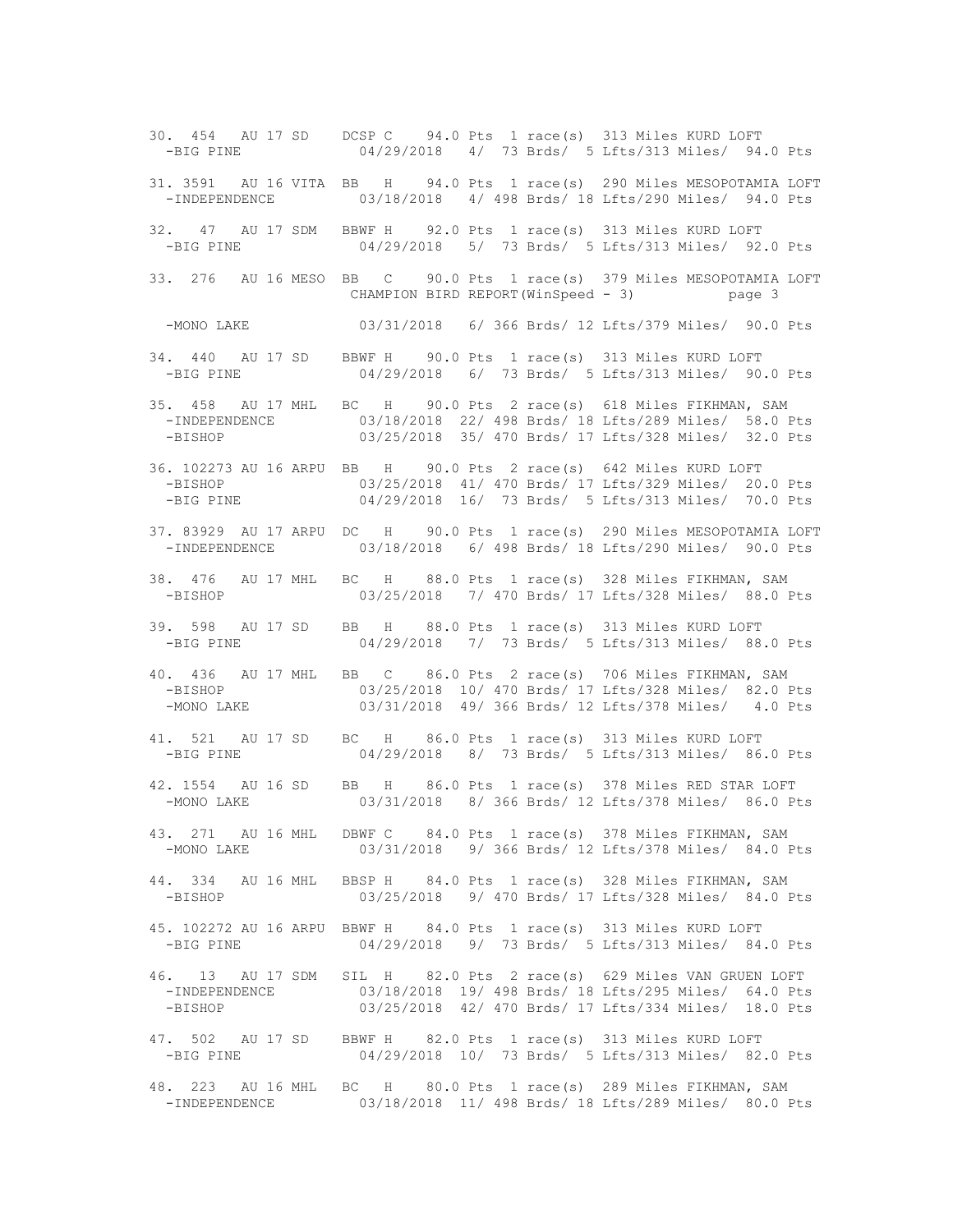```
30. 454   AU 17 SD    DCSP C    94.0 Pts  1 race(s)  313 Miles KURD LOFT
  -BIG PINE             04/29/2018   4/  73 Brds/  5 Lfts/313 Miles/  94.0 Pts

31. 3591  AU 16 VITA  BB   H    94.0 Pts  1 race(s)  290 Miles MESOPOTAMIA LOFT
  -INDEPENDENCE         03/18/2018   4/ 498 Brds/ 18 Lfts/290 Miles/  94.0 Pts

32.  47   AU 17 SDM   BBWF H    92.0 Pts  1 race(s)  313 Miles KURD LOFT
  -BIG PINE             04/29/2018   5/  73 Brds/  5 Lfts/313 Miles/  92.0 Pts

33. 276   AU 16 MESO  BB   C    90.0 Pts  1 race(s)  379 Miles MESOPOTAMIA LOFT
  -MONO LAKE            03/31/2018   6/ 366 Brds/ 12 Lfts/379 Miles/  90.0 Pts

34. 440   AU 17 SD    BBWF H    90.0 Pts  1 race(s)  313 Miles KURD LOFT
  -BIG PINE             04/29/2018   6/  73 Brds/  5 Lfts/313 Miles/  90.0 Pts

35. 458   AU 17 MHL   BC   H    90.0 Pts  2 race(s)  618 Miles FIKHMAN, SAM
  -INDEPENDENCE         03/18/2018  22/ 498 Brds/ 18 Lfts/289 Miles/  58.0 Pts
  -BISHOP               03/25/2018  35/ 470 Brds/ 17 Lfts/328 Miles/  32.0 Pts

36. 102273 AU 16 ARPU  BB   H    90.0 Pts  2 race(s)  642 Miles KURD LOFT
  -BISHOP               03/25/2018  41/ 470 Brds/ 17 Lfts/329 Miles/  20.0 Pts
  -BIG PINE             04/29/2018  16/  73 Brds/  5 Lfts/313 Miles/  70.0 Pts

37. 83929  AU 17 ARPU  DC   H    90.0 Pts  1 race(s)  290 Miles MESOPOTAMIA LOFT
  -INDEPENDENCE         03/18/2018   6/ 498 Brds/ 18 Lfts/290 Miles/  90.0 Pts

38. 476   AU 17 MHL   BC   H    88.0 Pts  1 race(s)  328 Miles FIKHMAN, SAM
  -BISHOP               03/25/2018   7/ 470 Brds/ 17 Lfts/328 Miles/  88.0 Pts

39. 598   AU 17 SD    BB   H    88.0 Pts  1 race(s)  313 Miles KURD LOFT
  -BIG PINE             04/29/2018   7/  73 Brds/  5 Lfts/313 Miles/  88.0 Pts

40. 436   AU 17 MHL   BB   C    86.0 Pts  2 race(s)  706 Miles FIKHMAN, SAM
  -BISHOP               03/25/2018  10/ 470 Brds/ 17 Lfts/328 Miles/  82.0 Pts
  -MONO LAKE            03/31/2018  49/ 366 Brds/ 12 Lfts/378 Miles/   4.0 Pts

41. 521   AU 17 SD    BC   H    86.0 Pts  1 race(s)  313 Miles KURD LOFT
  -BIG PINE             04/29/2018   8/  73 Brds/  5 Lfts/313 Miles/  86.0 Pts

42. 1554  AU 16 SD    BB   H    86.0 Pts  1 race(s)  378 Miles RED STAR LOFT
  -MONO LAKE            03/31/2018   8/ 366 Brds/ 12 Lfts/378 Miles/  86.0 Pts

43. 271   AU 16 MHL   DBWF C    84.0 Pts  1 race(s)  378 Miles FIKHMAN, SAM
  -MONO LAKE            03/31/2018   9/ 366 Brds/ 12 Lfts/378 Miles/  84.0 Pts

44. 334   AU 16 MHL   BBSP H    84.0 Pts  1 race(s)  328 Miles FIKHMAN, SAM
  -BISHOP               03/25/2018   9/ 470 Brds/ 17 Lfts/328 Miles/  84.0 Pts

45. 102272 AU 16 ARPU  BBWF H    84.0 Pts  1 race(s)  313 Miles KURD LOFT
  -BIG PINE             04/29/2018   9/  73 Brds/  5 Lfts/313 Miles/  84.0 Pts

46.  13   AU 17 SDM   SIL  H    82.0 Pts  2 race(s)  629 Miles VAN GRUEN LOFT
  -INDEPENDENCE         03/18/2018  19/ 498 Brds/ 18 Lfts/295 Miles/  64.0 Pts
  -BISHOP               03/25/2018  42/ 470 Brds/ 17 Lfts/334 Miles/  18.0 Pts

47. 502   AU 17 SD    BBWF H    82.0 Pts  1 race(s)  313 Miles KURD LOFT
  -BIG PINE             04/29/2018  10/  73 Brds/  5 Lfts/313 Miles/  82.0 Pts

48. 223   AU 16 MHL   BC   H    80.0 Pts  1 race(s)  289 Miles FIKHMAN, SAM
  -INDEPENDENCE         03/18/2018  11/ 498 Brds/ 18 Lfts/289 Miles/  80.0 Pts
```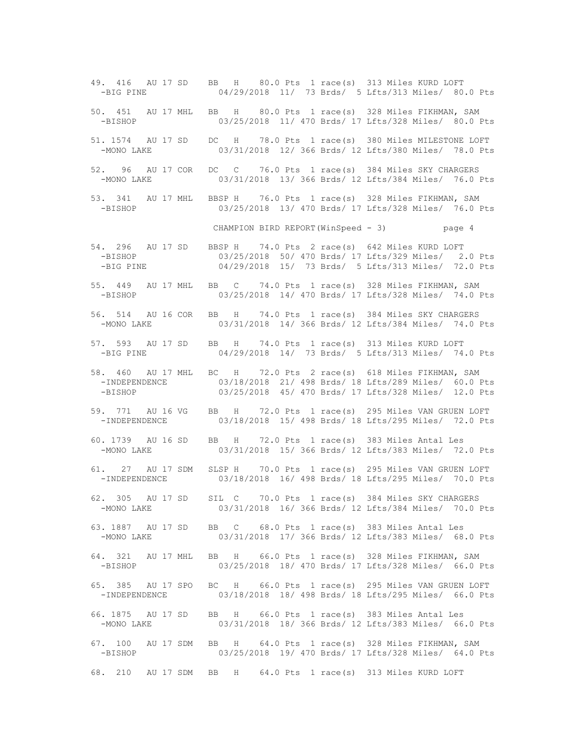```
49.  416   AU 17 SD    BB   H    80.0 Pts  1 race(s)  313 Miles KURD LOFT
  -BIG PINE              04/29/2018  11/  73 Brds/  5 Lfts/313 Miles/  80.0 Pts

50.  451   AU 17 MHL   BB   H    80.0 Pts  1 race(s)  328 Miles FIKHMAN, SAM
  -BISHOP                03/25/2018  11/ 470 Brds/ 17 Lfts/328 Miles/  80.0 Pts

51. 1574   AU 17 SD    DC   H    78.0 Pts  1 race(s)  380 Miles MILESTONE LOFT
  -MONO LAKE             03/31/2018  12/ 366 Brds/ 12 Lfts/380 Miles/  78.0 Pts

52.   96   AU 17 COR   DC   C    76.0 Pts  1 race(s)  384 Miles SKY CHARGERS
  -MONO LAKE             03/31/2018  13/ 366 Brds/ 12 Lfts/384 Miles/  76.0 Pts

53.  341   AU 17 MHL   BBSP H    76.0 Pts  1 race(s)  328 Miles FIKHMAN, SAM
  -BISHOP                03/25/2018  13/ 470 Brds/ 17 Lfts/328 Miles/  76.0 Pts

                         CHAMPION BIRD REPORT(WinSpeed - 3)          page 4

54.  296   AU 17 SD    BBSP H    74.0 Pts  2 race(s)  642 Miles KURD LOFT
  -BISHOP                03/25/2018  50/ 470 Brds/ 17 Lfts/329 Miles/   2.0 Pts
  -BIG PINE              04/29/2018  15/  73 Brds/  5 Lfts/313 Miles/  72.0 Pts

55.  449   AU 17 MHL   BB   C    74.0 Pts  1 race(s)  328 Miles FIKHMAN, SAM
  -BISHOP                03/25/2018  14/ 470 Brds/ 17 Lfts/328 Miles/  74.0 Pts

56.  514   AU 16 COR   BB   H    74.0 Pts  1 race(s)  384 Miles SKY CHARGERS
  -MONO LAKE             03/31/2018  14/ 366 Brds/ 12 Lfts/384 Miles/  74.0 Pts

57.  593   AU 17 SD    BB   H    74.0 Pts  1 race(s)  313 Miles KURD LOFT
  -BIG PINE              04/29/2018  14/  73 Brds/  5 Lfts/313 Miles/  74.0 Pts

58.  460   AU 17 MHL   BC   H    72.0 Pts  2 race(s)  618 Miles FIKHMAN, SAM
  -INDEPENDENCE          03/18/2018  21/ 498 Brds/ 18 Lfts/289 Miles/  60.0 Pts
  -BISHOP                03/25/2018  45/ 470 Brds/ 17 Lfts/328 Miles/  12.0 Pts

59.  771   AU 16 VG    BB   H    72.0 Pts  1 race(s)  295 Miles VAN GRUEN LOFT
  -INDEPENDENCE          03/18/2018  15/ 498 Brds/ 18 Lfts/295 Miles/  72.0 Pts

60. 1739   AU 16 SD    BB   H    72.0 Pts  1 race(s)  383 Miles Antal Les
  -MONO LAKE             03/31/2018  15/ 366 Brds/ 12 Lfts/383 Miles/  72.0 Pts

61.   27   AU 17 SDM   SLSP H    70.0 Pts  1 race(s)  295 Miles VAN GRUEN LOFT
  -INDEPENDENCE          03/18/2018  16/ 498 Brds/ 18 Lfts/295 Miles/  70.0 Pts

62.  305   AU 17 SD    SIL  C    70.0 Pts  1 race(s)  384 Miles SKY CHARGERS
  -MONO LAKE             03/31/2018  16/ 366 Brds/ 12 Lfts/384 Miles/  70.0 Pts

63. 1887   AU 17 SD    BB   C    68.0 Pts  1 race(s)  383 Miles Antal Les
  -MONO LAKE             03/31/2018  17/ 366 Brds/ 12 Lfts/383 Miles/  68.0 Pts

64.  321   AU 17 MHL   BB   H    66.0 Pts  1 race(s)  328 Miles FIKHMAN, SAM
  -BISHOP                03/25/2018  18/ 470 Brds/ 17 Lfts/328 Miles/  66.0 Pts

65.  385   AU 17 SPO   BC   H    66.0 Pts  1 race(s)  295 Miles VAN GRUEN LOFT
  -INDEPENDENCE          03/18/2018  18/ 498 Brds/ 18 Lfts/295 Miles/  66.0 Pts

66. 1875   AU 17 SD    BB   H    66.0 Pts  1 race(s)  383 Miles Antal Les
  -MONO LAKE             03/31/2018  18/ 366 Brds/ 12 Lfts/383 Miles/  66.0 Pts

67.  100   AU 17 SDM   BB   H    64.0 Pts  1 race(s)  328 Miles FIKHMAN, SAM
  -BISHOP                03/25/2018  19/ 470 Brds/ 17 Lfts/328 Miles/  64.0 Pts

68.  210   AU 17 SDM   BB   H    64.0 Pts  1 race(s)  313 Miles KURD LOFT
```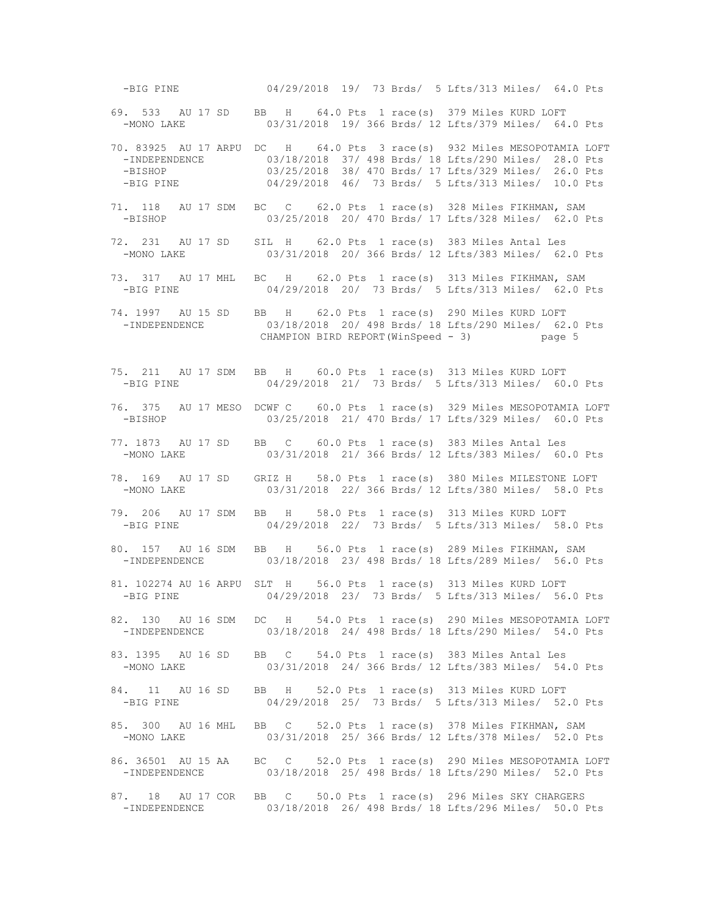```
  -BIG PINE            04/29/2018  19/  73 Brds/  5 Lfts/313 Miles/  64.0 Pts

69.  533   AU 17 SD    BB   H    64.0 Pts  1 race(s)  379 Miles KURD LOFT
  -MONO LAKE            03/31/2018  19/ 366 Brds/ 12 Lfts/379 Miles/  64.0 Pts

70. 83925  AU 17 ARPU  DC   H    64.0 Pts  3 race(s)  932 Miles MESOPOTAMIA LOFT
  -INDEPENDENCE         03/18/2018  37/ 498 Brds/ 18 Lfts/290 Miles/  28.0 Pts
  -BISHOP               03/25/2018  38/ 470 Brds/ 17 Lfts/329 Miles/  26.0 Pts
  -BIG PINE             04/29/2018  46/  73 Brds/  5 Lfts/313 Miles/  10.0 Pts

71.  118   AU 17 SDM   BC   C    62.0 Pts  1 race(s)  328 Miles FIKHMAN, SAM
  -BISHOP               03/25/2018  20/ 470 Brds/ 17 Lfts/328 Miles/  62.0 Pts

72.  231   AU 17 SD    SIL  H    62.0 Pts  1 race(s)  383 Miles Antal Les
  -MONO LAKE            03/31/2018  20/ 366 Brds/ 12 Lfts/383 Miles/  62.0 Pts

73.  317   AU 17 MHL   BC   H    62.0 Pts  1 race(s)  313 Miles FIKHMAN, SAM
  -BIG PINE             04/29/2018  20/  73 Brds/  5 Lfts/313 Miles/  62.0 Pts

74. 1997   AU 15 SD    BB   H    62.0 Pts  1 race(s)  290 Miles KURD LOFT
  -INDEPENDENCE         03/18/2018  20/ 498 Brds/ 18 Lfts/290 Miles/  62.0 Pts
                        CHAMPION BIRD REPORT(WinSpeed - 3)          page 5


75.  211   AU 17 SDM   BB   H    60.0 Pts  1 race(s)  313 Miles KURD LOFT
  -BIG PINE             04/29/2018  21/  73 Brds/  5 Lfts/313 Miles/  60.0 Pts

76.  375   AU 17 MESO  DCWF C    60.0 Pts  1 race(s)  329 Miles MESOPOTAMIA LOFT
  -BISHOP               03/25/2018  21/ 470 Brds/ 17 Lfts/329 Miles/  60.0 Pts

77. 1873   AU 17 SD    BB   C    60.0 Pts  1 race(s)  383 Miles Antal Les
  -MONO LAKE            03/31/2018  21/ 366 Brds/ 12 Lfts/383 Miles/  60.0 Pts

78.  169   AU 17 SD    GRIZ H    58.0 Pts  1 race(s)  380 Miles MILESTONE LOFT
  -MONO LAKE            03/31/2018  22/ 366 Brds/ 12 Lfts/380 Miles/  58.0 Pts

79.  206   AU 17 SDM   BB   H    58.0 Pts  1 race(s)  313 Miles KURD LOFT
  -BIG PINE             04/29/2018  22/  73 Brds/  5 Lfts/313 Miles/  58.0 Pts

80.  157   AU 16 SDM   BB   H    56.0 Pts  1 race(s)  289 Miles FIKHMAN, SAM
  -INDEPENDENCE         03/18/2018  23/ 498 Brds/ 18 Lfts/289 Miles/  56.0 Pts

81. 102274 AU 16 ARPU  SLT  H    56.0 Pts  1 race(s)  313 Miles KURD LOFT
  -BIG PINE             04/29/2018  23/  73 Brds/  5 Lfts/313 Miles/  56.0 Pts

82.  130   AU 16 SDM   DC   H    54.0 Pts  1 race(s)  290 Miles MESOPOTAMIA LOFT
  -INDEPENDENCE         03/18/2018  24/ 498 Brds/ 18 Lfts/290 Miles/  54.0 Pts

83. 1395   AU 16 SD    BB   C    54.0 Pts  1 race(s)  383 Miles Antal Les
  -MONO LAKE            03/31/2018  24/ 366 Brds/ 12 Lfts/383 Miles/  54.0 Pts

84.   11   AU 16 SD    BB   H    52.0 Pts  1 race(s)  313 Miles KURD LOFT
  -BIG PINE             04/29/2018  25/  73 Brds/  5 Lfts/313 Miles/  52.0 Pts

85.  300   AU 16 MHL   BB   C    52.0 Pts  1 race(s)  378 Miles FIKHMAN, SAM
  -MONO LAKE            03/31/2018  25/ 366 Brds/ 12 Lfts/378 Miles/  52.0 Pts

86. 36501  AU 15 AA    BC   C    52.0 Pts  1 race(s)  290 Miles MESOPOTAMIA LOFT
  -INDEPENDENCE         03/18/2018  25/ 498 Brds/ 18 Lfts/290 Miles/  52.0 Pts

87.   18   AU 17 COR   BB   C    50.0 Pts  1 race(s)  296 Miles SKY CHARGERS
  -INDEPENDENCE         03/18/2018  26/ 498 Brds/ 18 Lfts/296 Miles/  50.0 Pts
```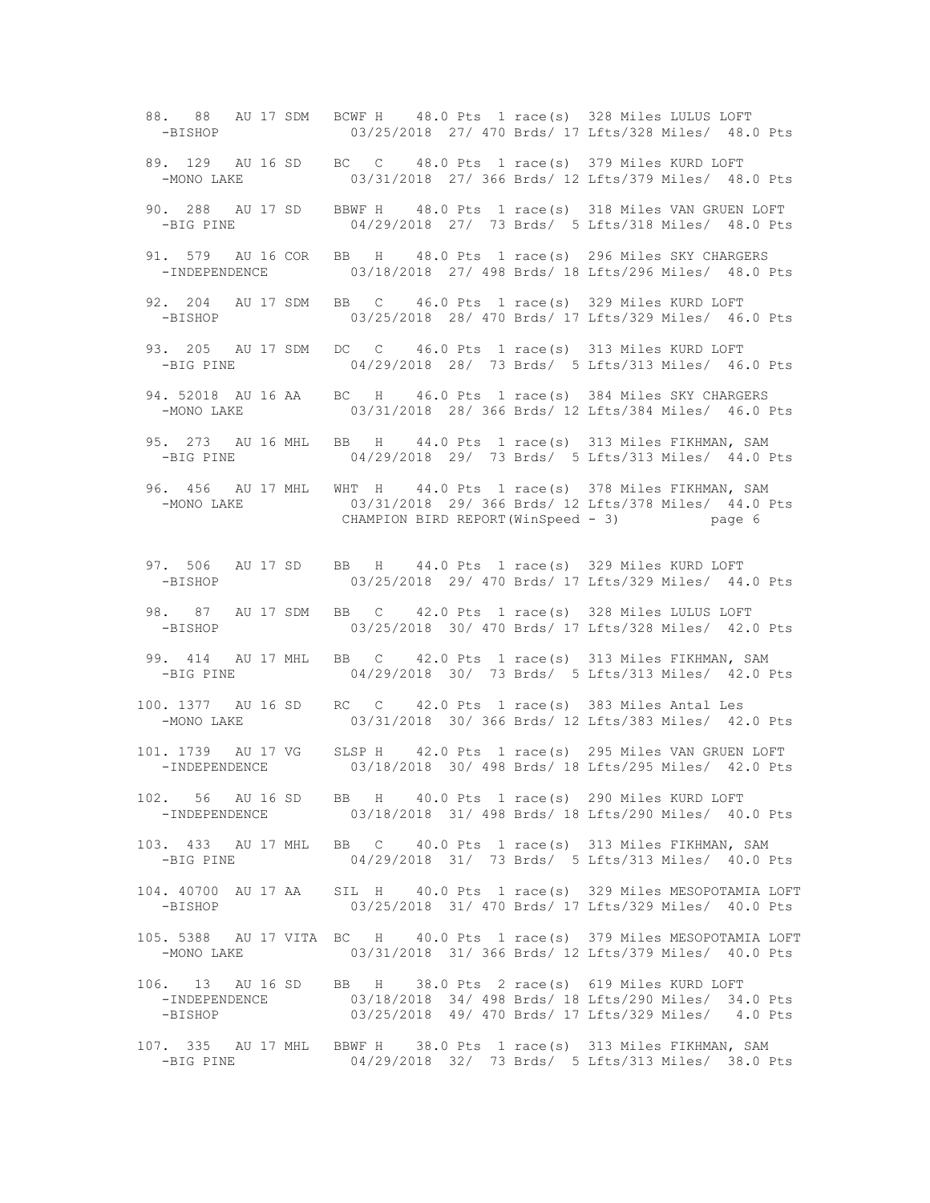```
 88.  88   AU 17 SDM   BCWF H    48.0 Pts  1 race(s)  328 Miles LULUS LOFT
   -BISHOP              03/25/2018  27/ 470 Brds/ 17 Lfts/328 Miles/  48.0 Pts

 89. 129   AU 16 SD    BC   C    48.0 Pts  1 race(s)  379 Miles KURD LOFT
   -MONO LAKE           03/31/2018  27/ 366 Brds/ 12 Lfts/379 Miles/  48.0 Pts

 90. 288   AU 17 SD    BBWF H    48.0 Pts  1 race(s)  318 Miles VAN GRUEN LOFT
   -BIG PINE            04/29/2018  27/  73 Brds/  5 Lfts/318 Miles/  48.0 Pts

 91. 579   AU 16 COR   BB   H    48.0 Pts  1 race(s)  296 Miles SKY CHARGERS
   -INDEPENDENCE        03/18/2018  27/ 498 Brds/ 18 Lfts/296 Miles/  48.0 Pts

 92. 204   AU 17 SDM   BB   C    46.0 Pts  1 race(s)  329 Miles KURD LOFT
   -BISHOP              03/25/2018  28/ 470 Brds/ 17 Lfts/329 Miles/  46.0 Pts

 93. 205   AU 17 SDM   DC   C    46.0 Pts  1 race(s)  313 Miles KURD LOFT
   -BIG PINE            04/29/2018  28/  73 Brds/  5 Lfts/313 Miles/  46.0 Pts

 94. 52018 AU 16 AA    BC   H    46.0 Pts  1 race(s)  384 Miles SKY CHARGERS
   -MONO LAKE           03/31/2018  28/ 366 Brds/ 12 Lfts/384 Miles/  46.0 Pts

 95. 273   AU 16 MHL   BB   H    44.0 Pts  1 race(s)  313 Miles FIKHMAN, SAM
   -BIG PINE            04/29/2018  29/  73 Brds/  5 Lfts/313 Miles/  44.0 Pts

 96. 456   AU 17 MHL   WHT  H    44.0 Pts  1 race(s)  378 Miles FIKHMAN, SAM
   -MONO LAKE           03/31/2018  29/ 366 Brds/ 12 Lfts/378 Miles/  44.0 Pts
                        CHAMPION BIRD REPORT(WinSpeed - 3)          page 6

 97. 506   AU 17 SD    BB   H    44.0 Pts  1 race(s)  329 Miles KURD LOFT
   -BISHOP              03/25/2018  29/ 470 Brds/ 17 Lfts/329 Miles/  44.0 Pts

 98.  87   AU 17 SDM   BB   C    42.0 Pts  1 race(s)  328 Miles LULUS LOFT
   -BISHOP              03/25/2018  30/ 470 Brds/ 17 Lfts/328 Miles/  42.0 Pts

 99. 414   AU 17 MHL   BB   C    42.0 Pts  1 race(s)  313 Miles FIKHMAN, SAM
   -BIG PINE            04/29/2018  30/  73 Brds/  5 Lfts/313 Miles/  42.0 Pts

100. 1377  AU 16 SD    RC   C    42.0 Pts  1 race(s)  383 Miles Antal Les
   -MONO LAKE           03/31/2018  30/ 366 Brds/ 12 Lfts/383 Miles/  42.0 Pts

101. 1739  AU 17 VG    SLSP H    42.0 Pts  1 race(s)  295 Miles VAN GRUEN LOFT
   -INDEPENDENCE        03/18/2018  30/ 498 Brds/ 18 Lfts/295 Miles/  42.0 Pts

102.  56   AU 16 SD    BB   H    40.0 Pts  1 race(s)  290 Miles KURD LOFT
   -INDEPENDENCE        03/18/2018  31/ 498 Brds/ 18 Lfts/290 Miles/  40.0 Pts

103. 433   AU 17 MHL   BB   C    40.0 Pts  1 race(s)  313 Miles FIKHMAN, SAM
   -BIG PINE            04/29/2018  31/  73 Brds/  5 Lfts/313 Miles/  40.0 Pts

104. 40700 AU 17 AA    SIL  H    40.0 Pts  1 race(s)  329 Miles MESOPOTAMIA LOFT
   -BISHOP              03/25/2018  31/ 470 Brds/ 17 Lfts/329 Miles/  40.0 Pts

105. 5388  AU 17 VITA  BC   H    40.0 Pts  1 race(s)  379 Miles MESOPOTAMIA LOFT
   -MONO LAKE           03/31/2018  31/ 366 Brds/ 12 Lfts/379 Miles/  40.0 Pts

106.  13   AU 16 SD    BB   H    38.0 Pts  2 race(s)  619 Miles KURD LOFT
   -INDEPENDENCE        03/18/2018  34/ 498 Brds/ 18 Lfts/290 Miles/  34.0 Pts
   -BISHOP              03/25/2018  49/ 470 Brds/ 17 Lfts/329 Miles/   4.0 Pts

107. 335   AU 17 MHL   BBWF H    38.0 Pts  1 race(s)  313 Miles FIKHMAN, SAM
   -BIG PINE            04/29/2018  32/  73 Brds/  5 Lfts/313 Miles/  38.0 Pts
```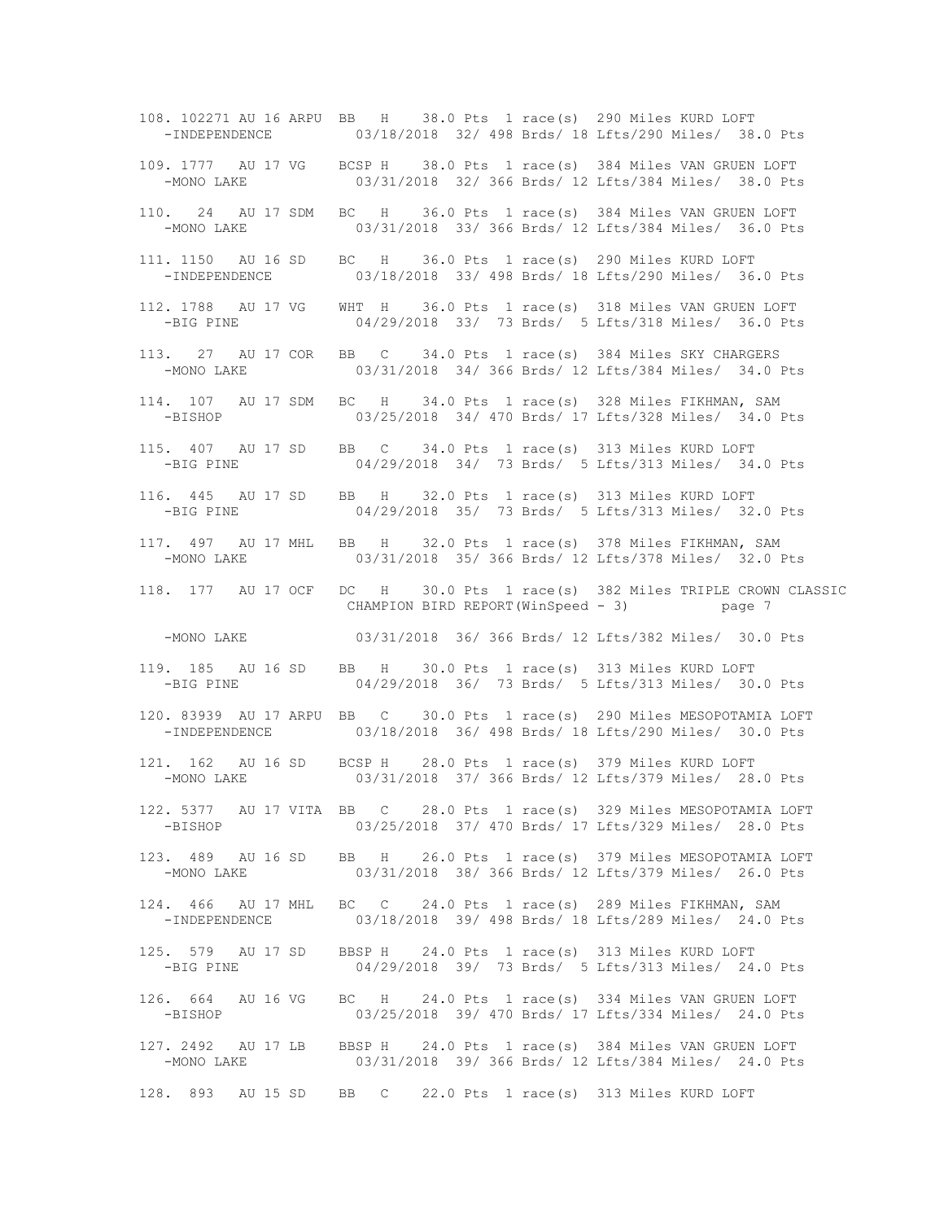```
108. 102271 AU 16 ARPU  BB   H    38.0 Pts  1 race(s)  290 Miles KURD LOFT
   -INDEPENDENCE         03/18/2018  32/ 498 Brds/ 18 Lfts/290 Miles/  38.0 Pts

109. 1777  AU 17 VG    BCSP H    38.0 Pts  1 race(s)  384 Miles VAN GRUEN LOFT
   -MONO LAKE            03/31/2018  32/ 366 Brds/ 12 Lfts/384 Miles/  38.0 Pts

110.   24  AU 17 SDM   BC   H    36.0 Pts  1 race(s)  384 Miles VAN GRUEN LOFT
   -MONO LAKE            03/31/2018  33/ 366 Brds/ 12 Lfts/384 Miles/  36.0 Pts

111. 1150  AU 16 SD    BC   H    36.0 Pts  1 race(s)  290 Miles KURD LOFT
   -INDEPENDENCE         03/18/2018  33/ 498 Brds/ 18 Lfts/290 Miles/  36.0 Pts

112. 1788  AU 17 VG    WHT  H    36.0 Pts  1 race(s)  318 Miles VAN GRUEN LOFT
   -BIG PINE             04/29/2018  33/  73 Brds/  5 Lfts/318 Miles/  36.0 Pts

113.   27  AU 17 COR   BB   C    34.0 Pts  1 race(s)  384 Miles SKY CHARGERS
   -MONO LAKE            03/31/2018  34/ 366 Brds/ 12 Lfts/384 Miles/  34.0 Pts

114.  107  AU 17 SDM   BC   H    34.0 Pts  1 race(s)  328 Miles FIKHMAN, SAM
   -BISHOP               03/25/2018  34/ 470 Brds/ 17 Lfts/328 Miles/  34.0 Pts

115.  407  AU 17 SD    BB   C    34.0 Pts  1 race(s)  313 Miles KURD LOFT
   -BIG PINE             04/29/2018  34/  73 Brds/  5 Lfts/313 Miles/  34.0 Pts

116.  445  AU 17 SD    BB   H    32.0 Pts  1 race(s)  313 Miles KURD LOFT
   -BIG PINE             04/29/2018  35/  73 Brds/  5 Lfts/313 Miles/  32.0 Pts

117.  497  AU 17 MHL   BB   H    32.0 Pts  1 race(s)  378 Miles FIKHMAN, SAM
   -MONO LAKE            03/31/2018  35/ 366 Brds/ 12 Lfts/378 Miles/  32.0 Pts

118.  177  AU 17 OCF   DC   H    30.0 Pts  1 race(s)  382 Miles TRIPLE CROWN CLASSIC
   -MONO LAKE            03/31/2018  36/ 366 Brds/ 12 Lfts/382 Miles/  30.0 Pts

119.  185  AU 16 SD    BB   H    30.0 Pts  1 race(s)  313 Miles KURD LOFT
   -BIG PINE             04/29/2018  36/  73 Brds/  5 Lfts/313 Miles/  30.0 Pts

120. 83939  AU 17 ARPU  BB   C    30.0 Pts  1 race(s)  290 Miles MESOPOTAMIA LOFT
   -INDEPENDENCE         03/18/2018  36/ 498 Brds/ 18 Lfts/290 Miles/  30.0 Pts

121.  162  AU 16 SD    BCSP H    28.0 Pts  1 race(s)  379 Miles KURD LOFT
   -MONO LAKE            03/31/2018  37/ 366 Brds/ 12 Lfts/379 Miles/  28.0 Pts

122. 5377  AU 17 VITA  BB   C    28.0 Pts  1 race(s)  329 Miles MESOPOTAMIA LOFT
   -BISHOP               03/25/2018  37/ 470 Brds/ 17 Lfts/329 Miles/  28.0 Pts

123.  489  AU 16 SD    BB   H    26.0 Pts  1 race(s)  379 Miles MESOPOTAMIA LOFT
   -MONO LAKE            03/31/2018  38/ 366 Brds/ 12 Lfts/379 Miles/  26.0 Pts

124.  466  AU 17 MHL   BC   C    24.0 Pts  1 race(s)  289 Miles FIKHMAN, SAM
   -INDEPENDENCE         03/18/2018  39/ 498 Brds/ 18 Lfts/289 Miles/  24.0 Pts

125.  579  AU 17 SD    BBSP H    24.0 Pts  1 race(s)  313 Miles KURD LOFT
   -BIG PINE             04/29/2018  39/  73 Brds/  5 Lfts/313 Miles/  24.0 Pts

126.  664  AU 16 VG    BC   H    24.0 Pts  1 race(s)  334 Miles VAN GRUEN LOFT
   -BISHOP               03/25/2018  39/ 470 Brds/ 17 Lfts/334 Miles/  24.0 Pts

127. 2492  AU 17 LB    BBSP H    24.0 Pts  1 race(s)  384 Miles VAN GRUEN LOFT
   -MONO LAKE            03/31/2018  39/ 366 Brds/ 12 Lfts/384 Miles/  24.0 Pts

128.  893  AU 15 SD    BB   C    22.0 Pts  1 race(s)  313 Miles KURD LOFT
```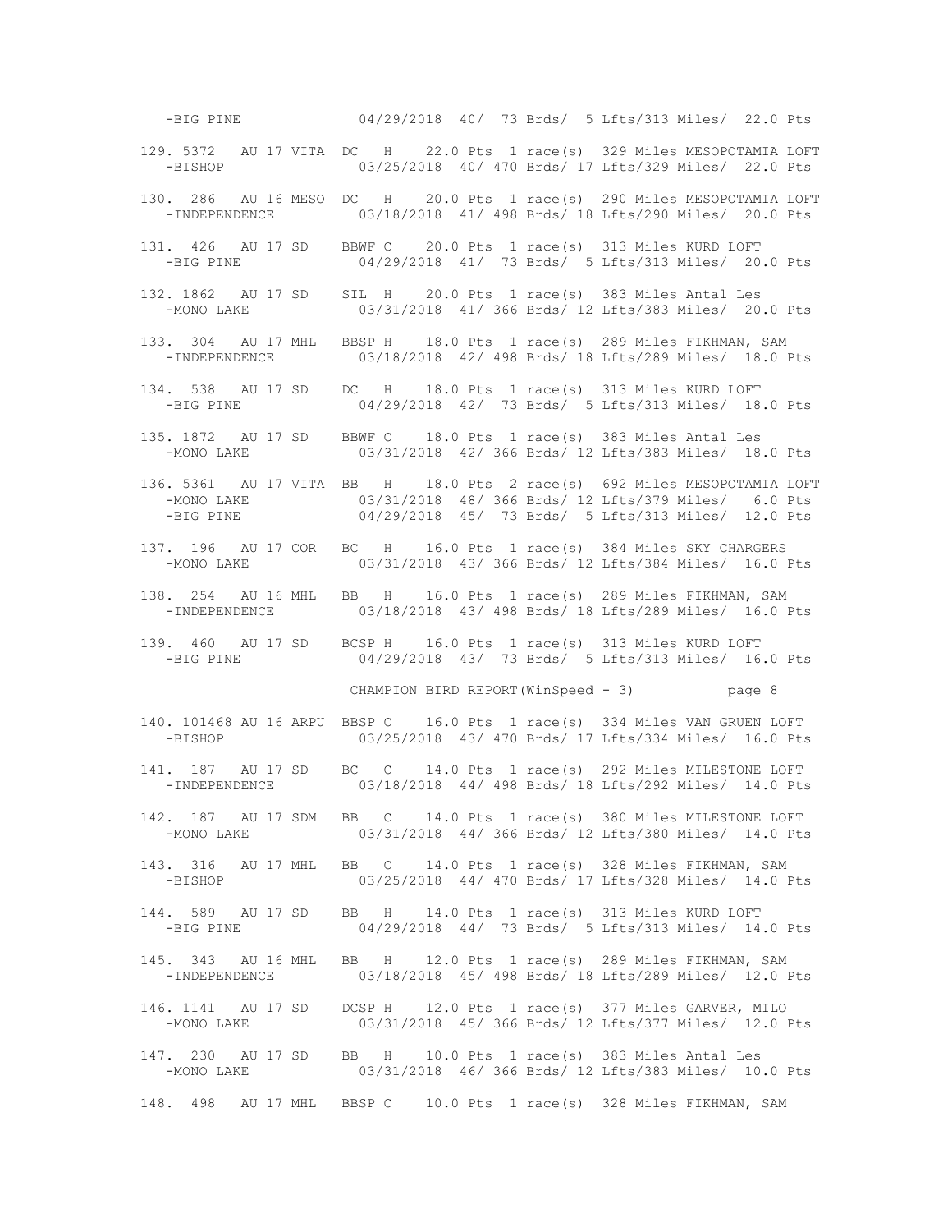```
   -BIG PINE             04/29/2018  40/  73 Brds/  5 Lfts/313 Miles/  22.0 Pts

129. 5372   AU 17 VITA  DC   H    22.0 Pts  1 race(s)  329 Miles MESOPOTAMIA LOFT
   -BISHOP               03/25/2018  40/ 470 Brds/ 17 Lfts/329 Miles/  22.0 Pts

130. 286    AU 16 MESO  DC   H    20.0 Pts  1 race(s)  290 Miles MESOPOTAMIA LOFT
   -INDEPENDENCE         03/18/2018  41/ 498 Brds/ 18 Lfts/290 Miles/  20.0 Pts

131. 426    AU 17 SD    BBWF C    20.0 Pts  1 race(s)  313 Miles KURD LOFT
   -BIG PINE             04/29/2018  41/  73 Brds/  5 Lfts/313 Miles/  20.0 Pts

132. 1862   AU 17 SD    SIL  H    20.0 Pts  1 race(s)  383 Miles Antal Les
   -MONO LAKE            03/31/2018  41/ 366 Brds/ 12 Lfts/383 Miles/  20.0 Pts

133. 304    AU 17 MHL   BBSP H    18.0 Pts  1 race(s)  289 Miles FIKHMAN, SAM
   -INDEPENDENCE         03/18/2018  42/ 498 Brds/ 18 Lfts/289 Miles/  18.0 Pts

134. 538    AU 17 SD    DC   H    18.0 Pts  1 race(s)  313 Miles KURD LOFT
   -BIG PINE             04/29/2018  42/  73 Brds/  5 Lfts/313 Miles/  18.0 Pts

135. 1872   AU 17 SD    BBWF C    18.0 Pts  1 race(s)  383 Miles Antal Les
   -MONO LAKE            03/31/2018  42/ 366 Brds/ 12 Lfts/383 Miles/  18.0 Pts

136. 5361   AU 17 VITA  BB   H    18.0 Pts  2 race(s)  692 Miles MESOPOTAMIA LOFT
   -MONO LAKE            03/31/2018  48/ 366 Brds/ 12 Lfts/379 Miles/   6.0 Pts
   -BIG PINE             04/29/2018  45/  73 Brds/  5 Lfts/313 Miles/  12.0 Pts

137. 196    AU 17 COR   BC   H    16.0 Pts  1 race(s)  384 Miles SKY CHARGERS
   -MONO LAKE            03/31/2018  43/ 366 Brds/ 12 Lfts/384 Miles/  16.0 Pts

138. 254    AU 16 MHL   BB   H    16.0 Pts  1 race(s)  289 Miles FIKHMAN, SAM
   -INDEPENDENCE         03/18/2018  43/ 498 Brds/ 18 Lfts/289 Miles/  16.0 Pts

139. 460    AU 17 SD    BCSP H    16.0 Pts  1 race(s)  313 Miles KURD LOFT
   -BIG PINE             04/29/2018  43/  73 Brds/  5 Lfts/313 Miles/  16.0 Pts

                         CHAMPION BIRD REPORT(WinSpeed - 3)          page 8

140. 101468 AU 16 ARPU  BBSP C    16.0 Pts  1 race(s)  334 Miles VAN GRUEN LOFT
   -BISHOP               03/25/2018  43/ 470 Brds/ 17 Lfts/334 Miles/  16.0 Pts

141. 187    AU 17 SD    BC   C    14.0 Pts  1 race(s)  292 Miles MILESTONE LOFT
   -INDEPENDENCE         03/18/2018  44/ 498 Brds/ 18 Lfts/292 Miles/  14.0 Pts

142. 187    AU 17 SDM   BB   C    14.0 Pts  1 race(s)  380 Miles MILESTONE LOFT
   -MONO LAKE            03/31/2018  44/ 366 Brds/ 12 Lfts/380 Miles/  14.0 Pts

143. 316    AU 17 MHL   BB   C    14.0 Pts  1 race(s)  328 Miles FIKHMAN, SAM
   -BISHOP               03/25/2018  44/ 470 Brds/ 17 Lfts/328 Miles/  14.0 Pts

144. 589    AU 17 SD    BB   H    14.0 Pts  1 race(s)  313 Miles KURD LOFT
   -BIG PINE             04/29/2018  44/  73 Brds/  5 Lfts/313 Miles/  14.0 Pts

145. 343    AU 16 MHL   BB   H    12.0 Pts  1 race(s)  289 Miles FIKHMAN, SAM
   -INDEPENDENCE         03/18/2018  45/ 498 Brds/ 18 Lfts/289 Miles/  12.0 Pts

146. 1141   AU 17 SD    DCSP H    12.0 Pts  1 race(s)  377 Miles GARVER, MILO
   -MONO LAKE            03/31/2018  45/ 366 Brds/ 12 Lfts/377 Miles/  12.0 Pts

147. 230    AU 17 SD    BB   H    10.0 Pts  1 race(s)  383 Miles Antal Les
   -MONO LAKE            03/31/2018  46/ 366 Brds/ 12 Lfts/383 Miles/  10.0 Pts

148. 498    AU 17 MHL   BBSP C    10.0 Pts  1 race(s)  328 Miles FIKHMAN, SAM
```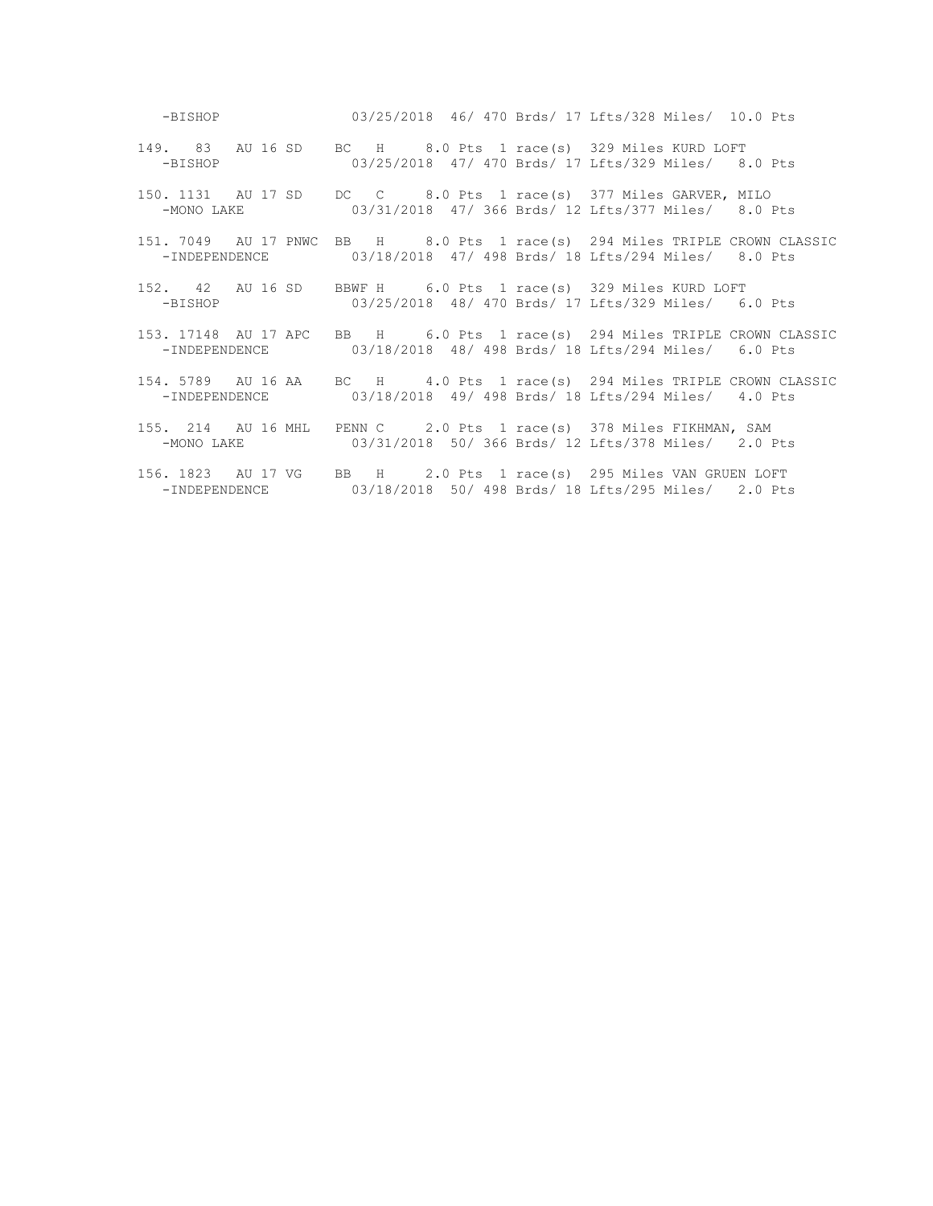```
   -BISHOP              03/25/2018  46/ 470 Brds/ 17 Lfts/328 Miles/  10.0 Pts

149.  83   AU 16 SD    BC   H     8.0 Pts  1 race(s)  329 Miles KURD LOFT
   -BISHOP              03/25/2018  47/ 470 Brds/ 17 Lfts/329 Miles/   8.0 Pts

150. 1131  AU 17 SD    DC   C     8.0 Pts  1 race(s)  377 Miles GARVER, MILO
   -MONO LAKE           03/31/2018  47/ 366 Brds/ 12 Lfts/377 Miles/   8.0 Pts

151. 7049  AU 17 PNWC  BB   H     8.0 Pts  1 race(s)  294 Miles TRIPLE CROWN CLASSIC
   -INDEPENDENCE        03/18/2018  47/ 498 Brds/ 18 Lfts/294 Miles/   8.0 Pts

152.  42   AU 16 SD    BBWF H     6.0 Pts  1 race(s)  329 Miles KURD LOFT
   -BISHOP              03/25/2018  48/ 470 Brds/ 17 Lfts/329 Miles/   6.0 Pts

153. 17148 AU 17 APC   BB   H     6.0 Pts  1 race(s)  294 Miles TRIPLE CROWN CLASSIC
   -INDEPENDENCE        03/18/2018  48/ 498 Brds/ 18 Lfts/294 Miles/   6.0 Pts

154. 5789  AU 16 AA    BC   H     4.0 Pts  1 race(s)  294 Miles TRIPLE CROWN CLASSIC
   -INDEPENDENCE        03/18/2018  49/ 498 Brds/ 18 Lfts/294 Miles/   4.0 Pts

155.  214  AU 16 MHL   PENN C     2.0 Pts  1 race(s)  378 Miles FIKHMAN, SAM
   -MONO LAKE           03/31/2018  50/ 366 Brds/ 12 Lfts/378 Miles/   2.0 Pts

156. 1823  AU 17 VG    BB   H     2.0 Pts  1 race(s)  295 Miles VAN GRUEN LOFT
   -INDEPENDENCE        03/18/2018  50/ 498 Brds/ 18 Lfts/295 Miles/   2.0 Pts
```